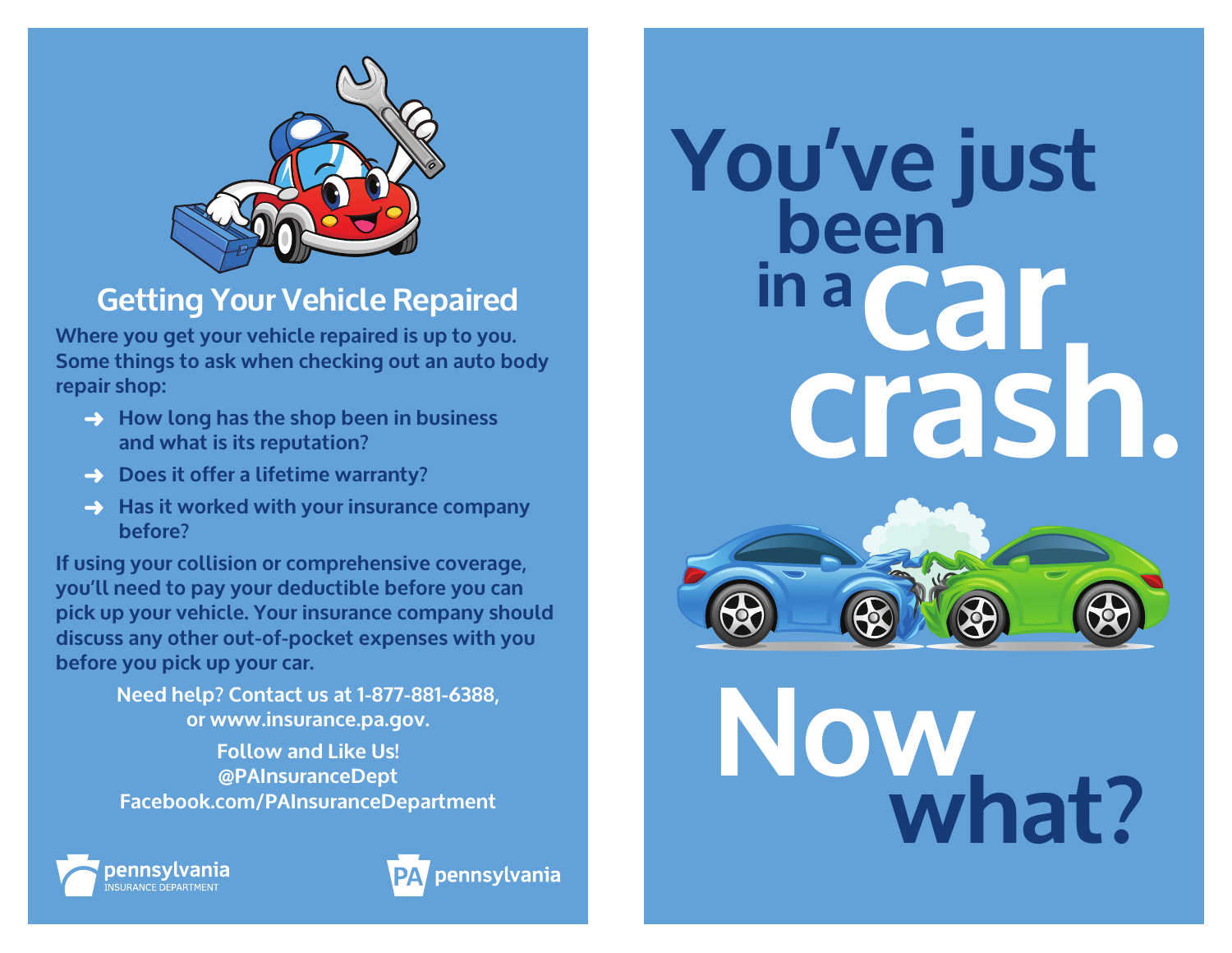## Getting Your Vehicle Repaired

**Where you get your vehicle repaired is up to you. Some things to ask when checking out an auto body repair shop:**

- How long has the shop been in business and what is its reputation?
- Does it offer a lifetime warranty?
- Has it worked with your insurance company before?

**If using your collision or comprehensive coverage, you'll need to pay your deductible before you can pick up your vehicle. Your insurance company should discuss any other out-of-pocket expenses with you before you pick up your car.**

**Need help? Contact us at 1-877-881-6388, or www.insurance.pa.gov.**

**Follow and Like Us!**
**@PAInsuranceDept**
**Facebook.com/PAInsuranceDepartment**

pennsylvania INSURANCE DEPARTMENT

PA pennsylvania

# You've just been in a car crash.

# Now what?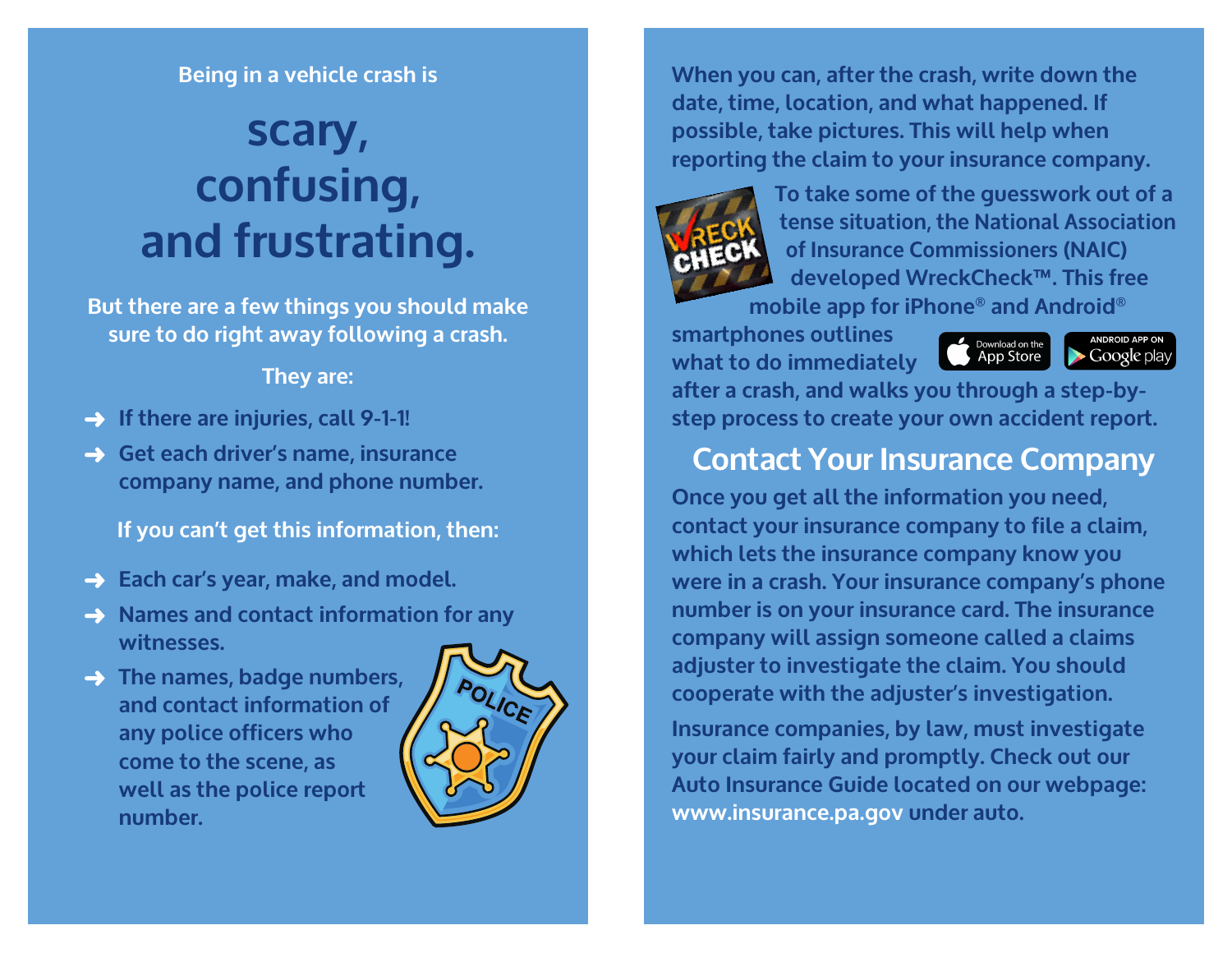Being in a vehicle crash is

# scary, confusing, and frustrating.

But there are a few things you should make sure to do right away following a crash.

They are:

- If there are injuries, call 9-1-1!
- Get each driver's name, insurance company name, and phone number.

If you can't get this information, then:

- Each car's year, make, and model.
- Names and contact information for any witnesses.
- The names, badge numbers, and contact information of any police officers who come to the scene, as well as the police report number.

When you can, after the crash, write down the date, time, location, and what happened. If possible, take pictures. This will help when reporting the claim to your insurance company.

To take some of the guesswork out of a tense situation, the National Association of Insurance Commissioners (NAIC) developed WreckCheck™. This free mobile app for iPhone® and Android® smartphones outlines what to do immediately after a crash, and walks you through a step-by-step process to create your own accident report.

Download on the App Store

ANDROID APP ON Google play

## Contact Your Insurance Company

Once you get all the information you need, contact your insurance company to file a claim, which lets the insurance company know you were in a crash. Your insurance company's phone number is on your insurance card. The insurance company will assign someone called a claims adjuster to investigate the claim. You should cooperate with the adjuster's investigation.

Insurance companies, by law, must investigate your claim fairly and promptly. Check out our Auto Insurance Guide located on our webpage: **www.insurance.pa.gov** under auto.